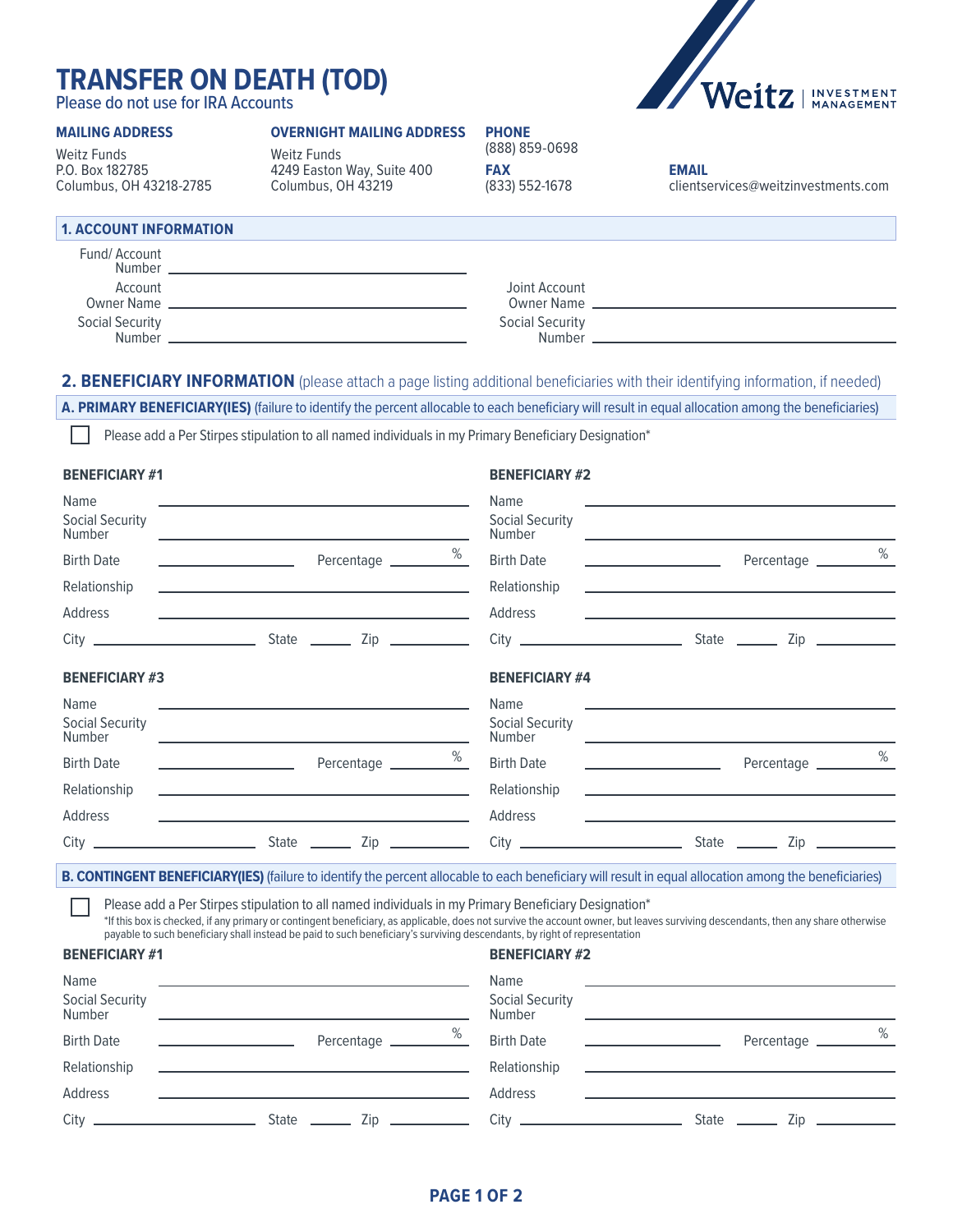# TRANSFER ON DEATH (TOD)

Please do not use for IRA Accounts

**MAILING ADDRESS**
Weitz Funds
P.O. Box 182785
Columbus, OH 43218-2785

**OVERNIGHT MAILING ADDRESS**
Weitz Funds
4249 Easton Way, Suite 400
Columbus, OH 43219

**PHONE**
(888) 859-0698

**FAX**
(833) 552-1678

**EMAIL**
clientservices@weitzinvestments.com

## 1. ACCOUNT INFORMATION

Fund/ Account Number ______________________

Account Owner Name ______________________

Social Security Number ______________________

Joint Account Owner Name ______________________

Social Security Number ______________________

## 2. BENEFICIARY INFORMATION (please attach a page listing additional beneficiaries with their identifying information, if needed)

### A. PRIMARY BENEFICIARY(IES) (failure to identify the percent allocable to each beficiary will result in equal allocation among the beneficiaries)

☐ Please add a Per Stirpes stipulation to all named individuals in my Primary Beneficiary Designation*

**BENEFICIARY #1**

Name ______________________

Social Security Number ______________________

Birth Date ____________ Percentage ________ %

Relationship ______________________

Address ______________________

City ____________ State ______ Zip ________

**BENEFICIARY #2**

Name ______________________

Social Security Number ______________________

Birth Date ____________ Percentage ________ %

Relationship ______________________

Address ______________________

City ____________ State ______ Zip ________

**BENEFICIARY #3**

Name ______________________

Social Security Number ______________________

Birth Date ____________ Percentage ________ %

Relationship ______________________

Address ______________________

City ____________ State ______ Zip ________

**BENEFICIARY #4**

Name ______________________

Social Security Number ______________________

Birth Date ____________ Percentage ________ %

Relationship ______________________

Address ______________________

City ____________ State ______ Zip ________

### B. CONTINGENT BENEFICIARY(IES) (failure to identify the percent allocable to each beneficiary will result in equal allocation among the beneficiaries)

☐ Please add a Per Stirpes stipulation to all named individuals in my Primary Beneficiary Designation*

*If this box is checked, if any primary or contingent beneficiary, as applicable, does not survive the account owner, but leaves surviving descendants, then any share otherwise payable to such beneficiary shall instead be paid to such beneficiary's surviving descendants, by right of representation

**BENEFICIARY #1**

Name ______________________

Social Security Number ______________________

Birth Date ____________ Percentage ________ %

Relationship ______________________

Address ______________________

City ____________ State ______ Zip ________

**BENEFICIARY #2**

Name ______________________

Social Security Number ______________________

Birth Date ____________ Percentage ________ %

Relationship ______________________

Address ______________________

City ____________ State ______ Zip ________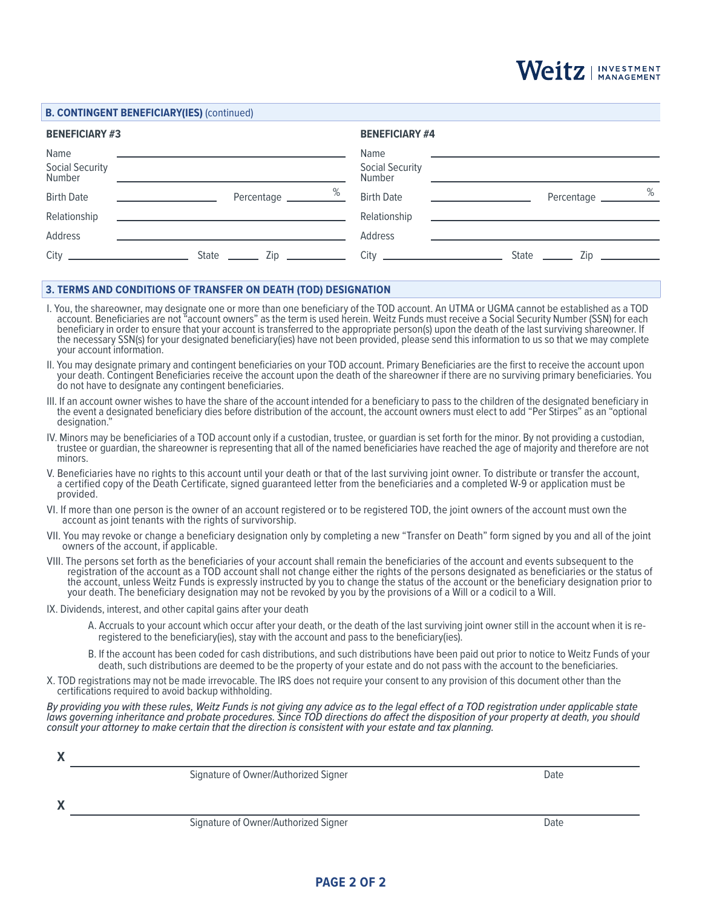## B. CONTINGENT BENEFICIARY(IES) (continued)

**BENEFICIARY #3**

Name ______________________________

Social Security Number ______________________________

Birth Date ______________ Percentage ________ %

Relationship ______________________________

Address ______________________________

City ______________ State ______ Zip ________

**BENEFICIARY #4**

Name ______________________________

Social Security Number ______________________________

Birth Date ______________ Percentage ________ %

Relationship ______________________________

Address ______________________________

City ______________ State ______ Zip ________

## 3. TERMS AND CONDITIONS OF TRANSFER ON DEATH (TOD) DESIGNATION

I. You, the shareowner, may designate one or more than one beneficiary of the TOD account. An UTMA or UGMA cannot be established as a TOD account. Beneficiaries are not "account owners" as the term is used herein. Weitz Funds must receive a Social Security Number (SSN) for each beneficiary in order to ensure that your account is transferred to the appropriate person(s) upon the death of the last surviving shareowner. If the necessary SSN(s) for your designated beneficiary(ies) have not been provided, please send this information to us so that we may complete your account information.

II. You may designate primary and contingent beneficiaries on your TOD account. Primary Beneficiaries are the first to receive the account upon your death. Contingent Beneficiaries receive the account upon the death of the shareowner if there are no surviving primary beneficiaries. You do not have to designate any contingent beneficiaries.

III. If an account owner wishes to have the share of the account intended for a beneficiary to pass to the children of the designated beneficiary in the event a designated beneficiary dies before distribution of the account, the account owners must elect to add "Per Stirpes" as an "optional designation."

IV. Minors may be beneficiaries of a TOD account only if a custodian, trustee, or guardian is set forth for the minor. By not providing a custodian, trustee or guardian, the shareowner is representing that all of the named beneficiaries have reached the age of majority and therefore are not minors.

V. Beneficiaries have no rights to this account until your death or that of the last surviving joint owner. To distribute or transfer the account, a certified copy of the Death Certificate, signed guaranteed letter from the beneficiaries and a completed W-9 or application must be provided.

VI. If more than one person is the owner of an account registered or to be registered TOD, the joint owners of the account must own the account as joint tenants with the rights of survivorship.

VII. You may revoke or change a beneficiary designation only by completing a new "Transfer on Death" form signed by you and all of the joint owners of the account, if applicable.

VIII. The persons set forth as the beneficiaries of your account shall remain the beneficiaries of the account and events subsequent to the registration of the account as a TOD account shall not change either the rights of the persons designated as beneficiaries or the status of the account, unless Weitz Funds is expressly instructed by you to change the status of the account or the beneficiary designation prior to your death. The beneficiary designation may not be revoked by you by the provisions of a Will or a codicil to a Will.

IX. Dividends, interest, and other capital gains after your death

A. Accruals to your account which occur after your death, or the death of the last surviving joint owner still in the account when it is re-registered to the beneficiary(ies), stay with the account and pass to the beneficiary(ies).

B. If the account has been coded for cash distributions, and such distributions have been paid out prior to notice to Weitz Funds of your death, such distributions are deemed to be the property of your estate and do not pass with the account to the beneficiaries.

X. TOD registrations may not be made irrevocable. The IRS does not require your consent to any provision of this document other than the certifications required to avoid backup withholding.

*By providing you with these rules, Weitz Funds is not giving any advice as to the legal effect of a TOD registration under applicable state laws governing inheritance and probate procedures. Since TOD directions do affect the disposition of your property at death, you should consult your attorney to make certain that the direction is consistent with your estate and tax planning.*

**X** ______________________________________________

Signature of Owner/Authorized Signer — Date

**X** ______________________________________________

Signature of Owner/Authorized Signer — Date